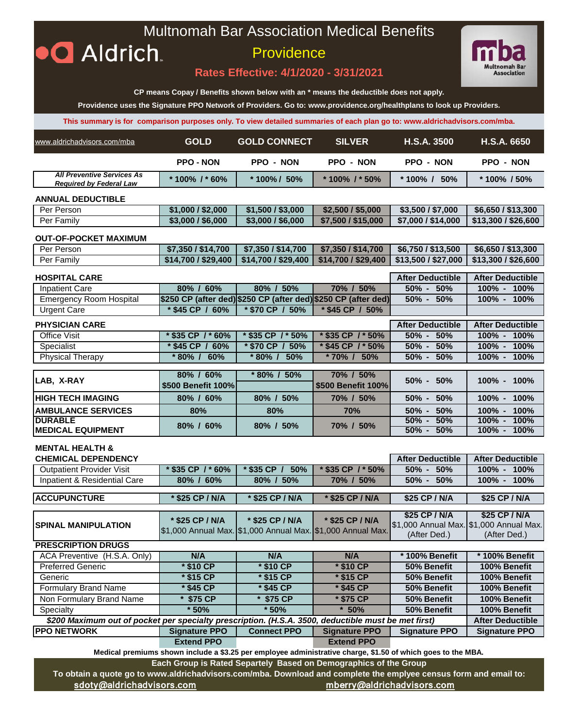# Multnomah Bar Association Medical Benefits

Aldrich

## Providence

**Rates Effective: 4/1/2020 - 3/31/2021**

mba Multnomah Bar Association

**CP means Copay / Benefits shown below with an * means the deductible does not apply.**

**Providence uses the Signature PPO Network of Providers. Go to: www.providence.org/healthplans to look up Providers.**

**This summary is for comparison purposes only. To view detailed summaries of each plan go to: www.aldrichadvisors.com/mba.**

| www.aldrichadvisors.com/mba | GOLD | GOLD CONNECT | SILVER | H.S.A. 3500 | H.S.A. 6650 |
|---|---|---|---|---|---|
| | PPO - NON | PPO - NON | PPO - NON | PPO - NON | PPO - NON |
| *All Preventive Services As Required by Federal Law* | * 100% / * 60% | * 100% / 50% | * 100% / * 50% | * 100% / 50% | * 100% / 50% |
| **ANNUAL DEDUCTIBLE** | | | | | |
| Per Person | $1,000 / $2,000 | $1,500 / $3,000 | $2,500 / $5,000 | $3,500 / $7,000 | $6,650 / $13,300 |
| Per Family | $3,000 / $6,000 | $3,000 / $6,000 | $7,500 / $15,000 | $7,000 / $14,000 | $13,300 / $26,600 |
| **OUT-OF-POCKET MAXIMUM** | | | | | |
| Per Person | $7,350 / $14,700 | $7,350 / $14,700 | $7,350 / $14,700 | $6,750 / $13,500 | $6,650 / $13,300 |
| Per Family | $14,700 / $29,400 | $14,700 / $29,400 | $14,700 / $29,400 | $13,500 / $27,000 | $13,300 / $26,600 |
| **HOSPITAL CARE** | | | | After Deductible | After Deductible |
| Inpatient Care | 80% / 60% | 80% / 50% | 70% / 50% | 50% - 50% | 100% - 100% |
| Emergency Room Hospital | $250 CP (after ded) | $250 CP (after ded) | $250 CP (after ded) | 50% - 50% | 100% - 100% |
| Urgent Care | * $45 CP / 60% | * $70 CP / 50% | * $45 CP / 50% | | |
| **PHYSICIAN CARE** | | | | After Deductible | After Deductible |
| Office Visit | * $35 CP / * 60% | * $35 CP / * 50% | * $35 CP / * 50% | 50% - 50% | 100% - 100% |
| Specialist | * $45 CP / 60% | * $70 CP / 50% | * $45 CP / * 50% | 50% - 50% | 100% - 100% |
| Physical Therapy | * 80% / 60% | * 80% / 50% | * 70% / 50% | 50% - 50% | 100% - 100% |
| **LAB, X-RAY** | 80% / 60% $500 Benefit 100% | * 80% / 50% | 70% / 50% $500 Benefit 100% | 50% - 50% | 100% - 100% |
| **HIGH TECH IMAGING** | 80% / 60% | 80% / 50% | 70% / 50% | 50% - 50% | 100% - 100% |
| **AMBULANCE SERVICES** | 80% | 80% | 70% | 50% - 50% | 100% - 100% |
| **DURABLE MEDICAL EQUIPMENT** | 80% / 60% | 80% / 50% | 70% / 50% | 50% - 50% / 50% - 50% | 100% - 100% / 100% - 100% |
| **MENTAL HEALTH & CHEMICAL DEPENDENCY** | | | | After Deductible | After Deductible |
| Outpatient Provider Visit | * $35 CP / * 60% | * $35 CP / 50% | * $35 CP / * 50% | 50% - 50% | 100% - 100% |
| Inpatient & Residential Care | 80% / 60% | 80% / 50% | 70% / 50% | 50% - 50% | 100% - 100% |
| **ACCUPUNCTURE** | * $25 CP / N/A | * $25 CP / N/A | * $25 CP / N/A | $25 CP / N/A | $25 CP / N/A |
| **SPINAL MANIPULATION** | * $25 CP / N/A $1,000 Annual Max. | * $25 CP / N/A $1,000 Annual Max. | * $25 CP / N/A $1,000 Annual Max. | $25 CP / N/A $1,000 Annual Max. (After Ded.) | $25 CP / N/A $1,000 Annual Max. (After Ded.) |
| **PRESCRIPTION DRUGS** | | | | | |
| ACA Preventive (H.S.A. Only) | N/A | N/A | N/A | * 100% Benefit | * 100% Benefit |
| Preferred Generic | * $10 CP | * $10 CP | * $10 CP | 50% Benefit | 100% Benefit |
| Generic | * $15 CP | * $15 CP | * $15 CP | 50% Benefit | 100% Benefit |
| Formulary Brand Name | * $45 CP | * $45 CP | * $45 CP | 50% Benefit | 100% Benefit |
| Non Formulary Brand Name | * $75 CP | * $75 CP | * $75 CP | 50% Benefit | 100% Benefit |
| Specialty | * 50% | * 50% | * 50% | 50% Benefit | 100% Benefit |
| *$200 Maximum out of pocket per specialty prescription. (H.S.A. 3500, deductible must be met first)* | | | | | After Deductible |
| **PPO NETWORK** | Signature PPO Extend PPO | Connect PPO | Signature PPO Extend PPO | Signature PPO | Signature PPO |

**Medical premiums shown include a $3.25 per employee administrative charge, $1.50 of which goes to the MBA.**

**Each Group is Rated Separtely Based on Demographics of the Group**

**To obtain a quote go to www.aldrichadvisors.com/mba. Download and complete the emplyee census form and email to:**

**sdoty@aldrichadvisors.com** **mberry@aldrichadvisors.com**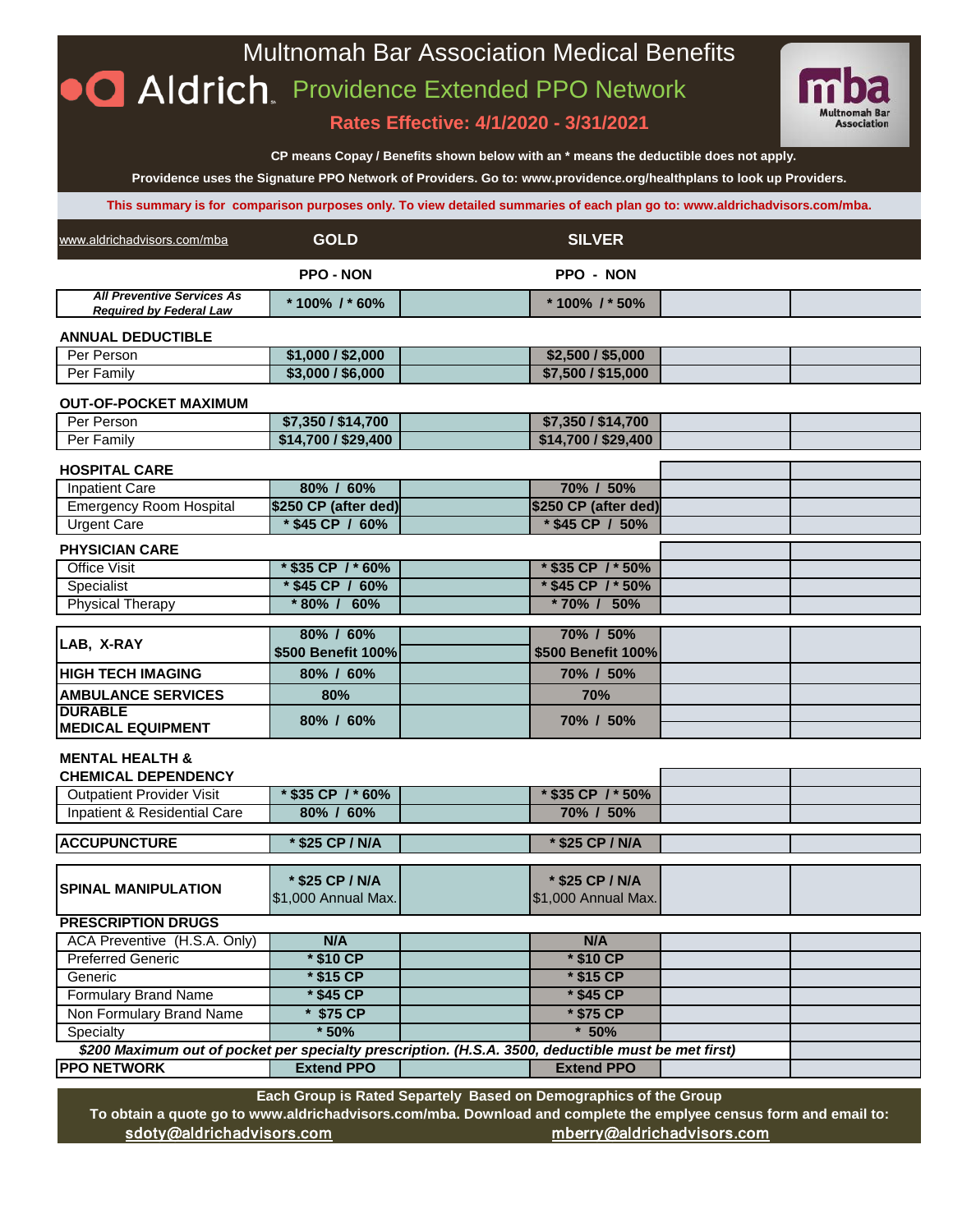# Multnomah Bar Association Medical Benefits

## Aldrich. Providence Extended PPO Network

**Rates Effective: 4/1/2020 - 3/31/2021**

mba Multnomah Bar Association

**CP means Copay / Benefits shown below with an * means the deductible does not apply.**

**Providence uses the Signature PPO Network of Providers. Go to: www.providence.org/healthplans to look up Providers.**

**This summary is for comparison purposes only. To view detailed summaries of each plan go to: www.aldrichadvisors.com/mba.**

| www.aldrichadvisors.com/mba | GOLD | | SILVER | | |
|---|---|---|---|---|---|
| | **PPO - NON** | | **PPO - NON** | | |
| ***All Preventive Services As Required by Federal Law*** | **\* 100% / \* 60%** | | **\* 100% / \* 50%** | | |
| **ANNUAL DEDUCTIBLE** | | | | | |
| Per Person | **$1,000 / $2,000** | | **$2,500 / $5,000** | | |
| Per Family | **$3,000 / $6,000** | | **$7,500 / $15,000** | | |
| **OUT-OF-POCKET MAXIMUM** | | | | | |
| Per Person | **$7,350 / $14,700** | | **$7,350 / $14,700** | | |
| Per Family | **$14,700 / $29,400** | | **$14,700 / $29,400** | | |
| **HOSPITAL CARE** | | | | | |
| Inpatient Care | **80% / 60%** | | **70% / 50%** | | |
| Emergency Room Hospital | **$250 CP (after ded)** | | **$250 CP (after ded)** | | |
| Urgent Care | **\* $45 CP / 60%** | | **\* $45 CP / 50%** | | |
| **PHYSICIAN CARE** | | | | | |
| Office Visit | **\* $35 CP / \* 60%** | | **\* $35 CP / \* 50%** | | |
| Specialist | **\* $45 CP / 60%** | | **\* $45 CP / \* 50%** | | |
| Physical Therapy | **\* 80% / 60%** | | **\* 70% / 50%** | | |
| **LAB, X-RAY** | **80% / 60%** <br> **$500 Benefit 100%** | | **70% / 50%** <br> **$500 Benefit 100%** | | |
| **HIGH TECH IMAGING** | **80% / 60%** | | **70% / 50%** | | |
| **AMBULANCE SERVICES** | **80%** | | **70%** | | |
| **DURABLE MEDICAL EQUIPMENT** | **80% / 60%** | | **70% / 50%** | | |
| **MENTAL HEALTH & CHEMICAL DEPENDENCY** | | | | | |
| Outpatient Provider Visit | **\* $35 CP / \* 60%** | | **\* $35 CP / \* 50%** | | |
| Inpatient & Residential Care | **80% / 60%** | | **70% / 50%** | | |
| **ACCUPUNCTURE** | **\* $25 CP / N/A** | | **\* $25 CP / N/A** | | |
| **SPINAL MANIPULATION** | **\* $25 CP / N/A** <br> $1,000 Annual Max. | | **\* $25 CP / N/A** <br> $1,000 Annual Max. | | |
| **PRESCRIPTION DRUGS** | | | | | |
| ACA Preventive (H.S.A. Only) | **N/A** | | **N/A** | | |
| Preferred Generic | **\* $10 CP** | | **\* $10 CP** | | |
| Generic | **\* $15 CP** | | **\* $15 CP** | | |
| Formulary Brand Name | **\* $45 CP** | | **\* $45 CP** | | |
| Non Formulary Brand Name | **\* $75 CP** | | **\* $75 CP** | | |
| Specialty | **\* 50%** | | **\* 50%** | | |
| ***$200 Maximum out of pocket per specialty prescription. (H.S.A. 3500, deductible must be met first)*** | | | | | |
| **PPO NETWORK** | **Extend PPO** | | **Extend PPO** | | |

**Each Group is Rated Separtely Based on Demographics of the Group**

**To obtain a quote go to www.aldrichadvisors.com/mba. Download and complete the emplyee census form and email to:**

sdoty@aldrichadvisors.com mberry@aldrichadvisors.com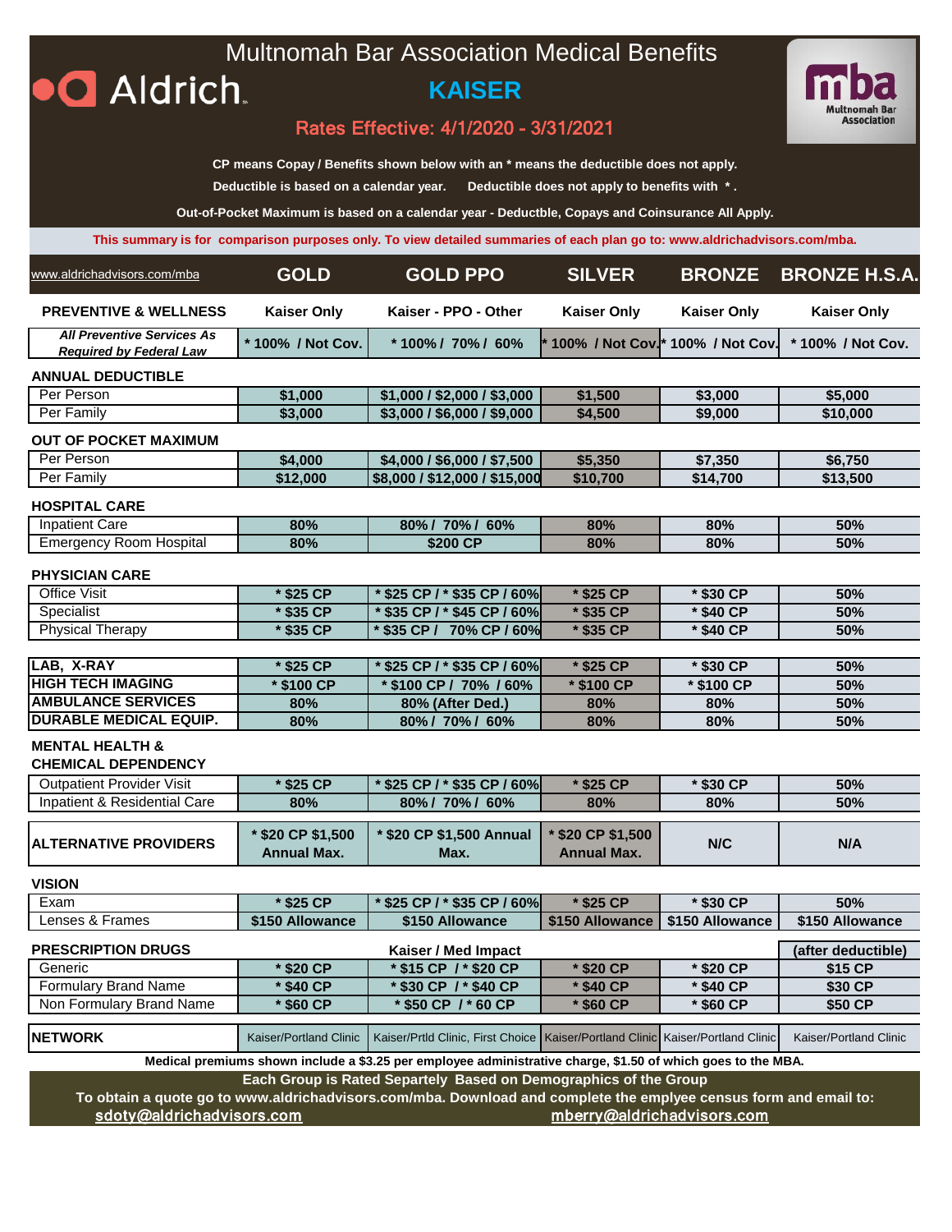# Multnomah Bar Association Medical Benefits

Aldrich

## KAISER

**Rates Effective: 4/1/2020 - 3/31/2021**

mba Multnomah Bar Association

**CP means Copay / Benefits shown below with an * means the deductible does not apply.**

**Deductible is based on a calendar year. Deductible does not apply to benefits with * .**

**Out-of-Pocket Maximum is based on a calendar year - Deductble, Copays and Coinsurance All Apply.**

**This summary is for comparison purposes only. To view detailed summaries of each plan go to: www.aldrichadvisors.com/mba.**

| www.aldrichadvisors.com/mba | GOLD | GOLD PPO | SILVER | BRONZE | BRONZE H.S.A. |
|---|---|---|---|---|---|
| **PREVENTIVE & WELLNESS** | **Kaiser Only** | **Kaiser - PPO - Other** | **Kaiser Only** | **Kaiser Only** | **Kaiser Only** |
| ***All Preventive Services As Required by Federal Law*** | * 100% / Not Cov. | * 100% / 70% / 60% | * 100% / Not Cov. | * 100% / Not Cov. | * 100% / Not Cov. |
| **ANNUAL DEDUCTIBLE** | | | | | |
| Per Person | $1,000 | $1,000 / $2,000 / $3,000 | $1,500 | $3,000 | $5,000 |
| Per Family | $3,000 | $3,000 / $6,000 / $9,000 | $4,500 | $9,000 | $10,000 |
| **OUT OF POCKET MAXIMUM** | | | | | |
| Per Person | $4,000 | $4,000 / $6,000 / $7,500 | $5,350 | $7,350 | $6,750 |
| Per Family | $12,000 | $8,000 / $12,000 / $15,000 | $10,700 | $14,700 | $13,500 |
| **HOSPITAL CARE** | | | | | |
| Inpatient Care | 80% | 80% / 70% / 60% | 80% | 80% | 50% |
| Emergency Room Hospital | 80% | $200 CP | 80% | 80% | 50% |
| **PHYSICIAN CARE** | | | | | |
| Office Visit | * $25 CP | * $25 CP / * $35 CP / 60% | * $25 CP | * $30 CP | 50% |
| Specialist | * $35 CP | * $35 CP / * $45 CP / 60% | * $35 CP | * $40 CP | 50% |
| Physical Therapy | * $35 CP | * $35 CP / 70% CP / 60% | * $35 CP | * $40 CP | 50% |
| **LAB, X-RAY** | * $25 CP | * $25 CP / * $35 CP / 60% | * $25 CP | * $30 CP | 50% |
| **HIGH TECH IMAGING** | * $100 CP | * $100 CP / 70% / 60% | * $100 CP | * $100 CP | 50% |
| **AMBULANCE SERVICES** | 80% | 80% (After Ded.) | 80% | 80% | 50% |
| **DURABLE MEDICAL EQUIP.** | 80% | 80% / 70% / 60% | 80% | 80% | 50% |
| **MENTAL HEALTH & CHEMICAL DEPENDENCY** | | | | | |
| Outpatient Provider Visit | * $25 CP | * $25 CP / * $35 CP / 60% | * $25 CP | * $30 CP | 50% |
| Inpatient & Residential Care | 80% | 80% / 70% / 60% | 80% | 80% | 50% |
| **ALTERNATIVE PROVIDERS** | * $20 CP $1,500 Annual Max. | * $20 CP $1,500 Annual Max. | * $20 CP $1,500 Annual Max. | N/C | N/A |
| **VISION** | | | | | |
| Exam | * $25 CP | * $25 CP / * $35 CP / 60% | * $25 CP | * $30 CP | 50% |
| Lenses & Frames | $150 Allowance | $150 Allowance | $150 Allowance | $150 Allowance | $150 Allowance |
| **PRESCRIPTION DRUGS** | | **Kaiser / Med Impact** | | | **(after deductible)** |
| Generic | * $20 CP | * $15 CP / * $20 CP | * $20 CP | * $20 CP | $15 CP |
| Formulary Brand Name | * $40 CP | * $30 CP / * $40 CP | * $40 CP | * $40 CP | $30 CP |
| Non Formulary Brand Name | * $60 CP | * $50 CP / * 60 CP | * $60 CP | * $60 CP | $50 CP |
| **NETWORK** | Kaiser/Portland Clinic | Kaiser/Prtld Clinic, First Choice | Kaiser/Portland Clinic | Kaiser/Portland Clinic | Kaiser/Portland Clinic |

**Medical premiums shown include a $3.25 per employee administrative charge, $1.50 of which goes to the MBA.**

**Each Group is Rated Separtely Based on Demographics of the Group**

**To obtain a quote go to www.aldrichadvisors.com/mba. Download and complete the emplyee census form and email to:**

sdoty@aldrichadvisors.com mberry@aldrichadvisors.com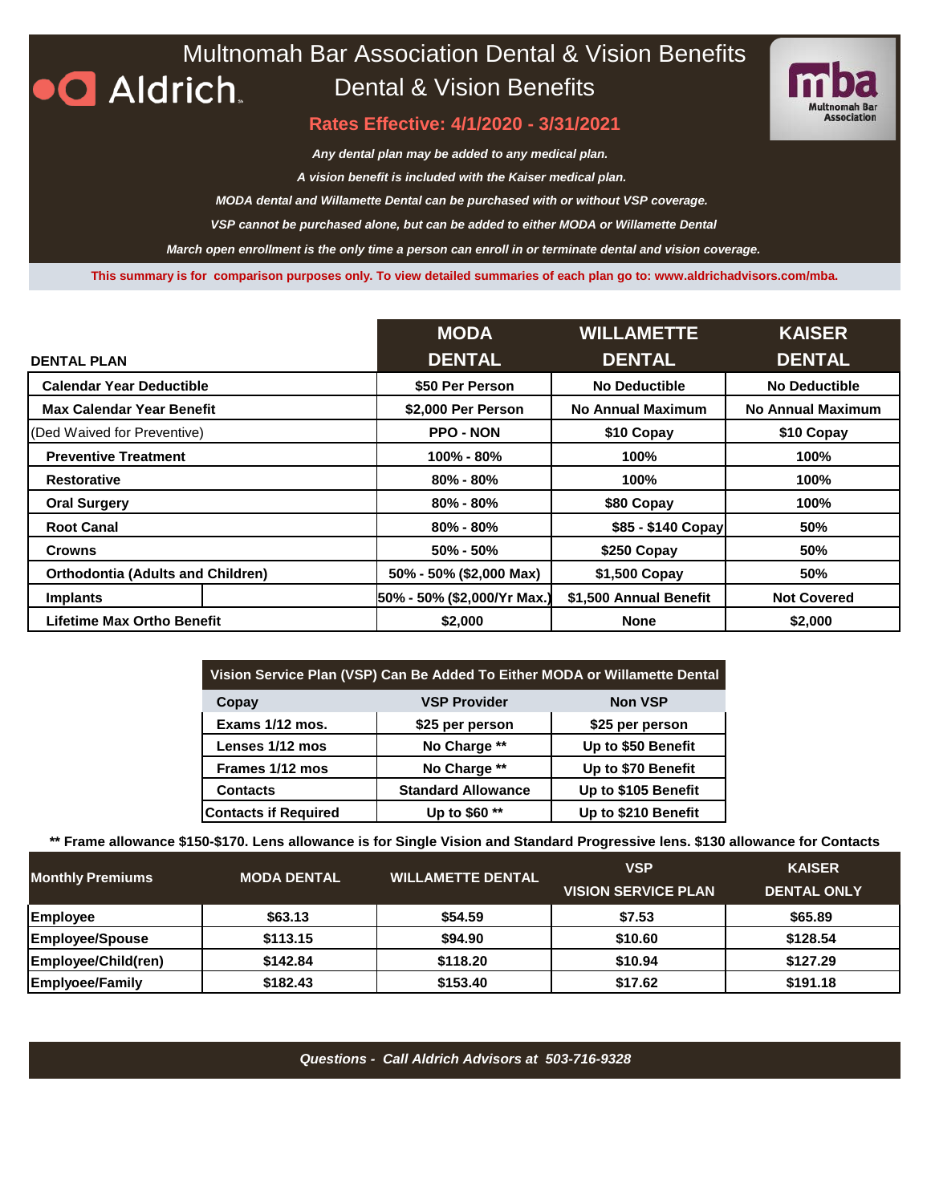# Multnomah Bar Association Dental & Vision Benefits

## Dental & Vision Benefits

**Rates Effective: 4/1/2020 - 3/31/2021**

*Any dental plan may be added to any medical plan.*

*A vision benefit is included with the Kaiser medical plan.*

*MODA dental and Willamette Dental can be purchased with or without VSP coverage.*

*VSP cannot be purchased alone, but can be added to either MODA or Willamette Dental*

*March open enrollment is the only time a person can enroll in or terminate dental and vision coverage.*

**This summary is for comparison purposes only. To view detailed summaries of each plan go to: www.aldrichadvisors.com/mba.**

| DENTAL PLAN | MODA DENTAL | WILLAMETTE DENTAL | KAISER DENTAL |
|---|---|---|---|
| Calendar Year Deductible | $50 Per Person | No Deductible | No Deductible |
| Max Calendar Year Benefit | $2,000 Per Person | No Annual Maximum | No Annual Maximum |
| (Ded Waived for Preventive) | PPO - NON | $10 Copay | $10 Copay |
| Preventive Treatment | 100% - 80% | 100% | 100% |
| Restorative | 80% - 80% | 100% | 100% |
| Oral Surgery | 80% - 80% | $80 Copay | 100% |
| Root Canal | 80% - 80% | $85 - $140 Copay | 50% |
| Crowns | 50% - 50% | $250 Copay | 50% |
| Orthodontia (Adults and Children) | 50% - 50% ($2,000 Max) | $1,500 Copay | 50% |
| Implants | 50% - 50% ($2,000/Yr Max.) | $1,500 Annual Benefit | Not Covered |
| Lifetime Max Ortho Benefit | $2,000 | None | $2,000 |

| Vision Service Plan (VSP) Can Be Added To Either MODA or Willamette Dental | | |
|---|---|---|
| Copay | VSP Provider | Non VSP |
| Exams 1/12 mos. | $25 per person | $25 per person |
| Lenses 1/12 mos | No Charge ** | Up to $50 Benefit |
| Frames 1/12 mos | No Charge ** | Up to $70 Benefit |
| Contacts | Standard Allowance | Up to $105 Benefit |
| Contacts if Required | Up to $60 ** | Up to $210 Benefit |

** Frame allowance $150-$170. Lens allowance is for Single Vision and Standard Progressive lens. $130 allowance for Contacts

| Monthly Premiums | MODA DENTAL | WILLAMETTE DENTAL | VSP VISION SERVICE PLAN | KAISER DENTAL ONLY |
|---|---|---|---|---|
| Employee | $63.13 | $54.59 | $7.53 | $65.89 |
| Employee/Spouse | $113.15 | $94.90 | $10.60 | $128.54 |
| Employee/Child(ren) | $142.84 | $118.20 | $10.94 | $127.29 |
| Emplyoee/Family | $182.43 | $153.40 | $17.62 | $191.18 |

*Questions - Call Aldrich Advisors at 503-716-9328*